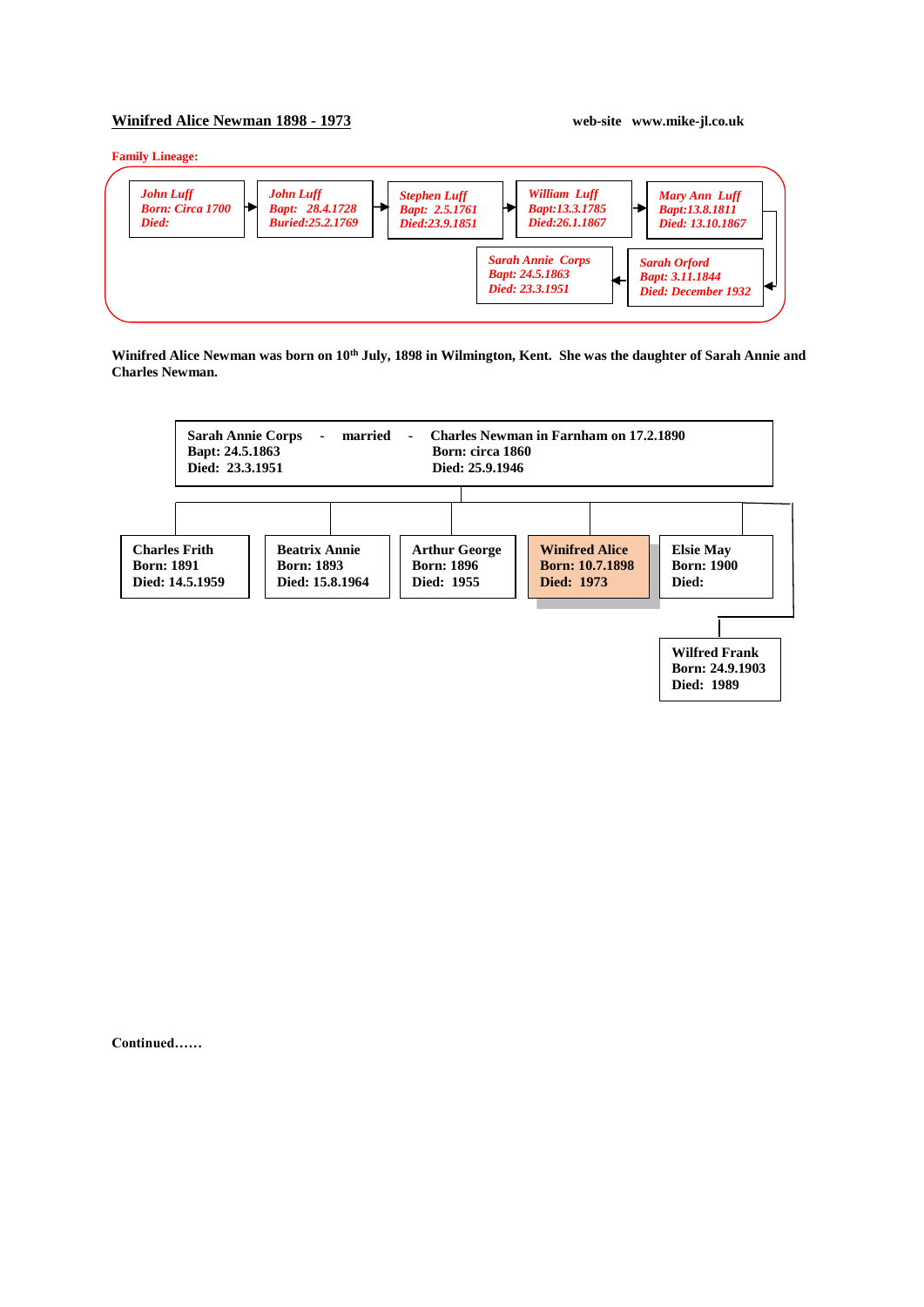# Winifred Alice Newman 1898 - 1973

web-site www.mike-jl.co.uk

**Family Lineage:**

*John Luff*
*Born: Circa 1700*
*Died:*

→

*John Luff*
*Bapt: 28.4.1728*
*Buried:25.2.1769*

→

*Stephen Luff*
*Bapt: 2.5.1761*
*Died:23.9.1851*

→

*William Luff*
*Bapt:13.3.1785*
*Died:26.1.1867*

→

*Mary Ann Luff*
*Bapt:13.8.1811*
*Died: 13.10.1867*

→

*Sarah Orford*
*Bapt: 3.11.1844*
*Died: December 1932*

→

*Sarah Annie Corps*
*Bapt: 24.5.1863*
*Died: 23.3.1951*

**Winifred Alice Newman was born on 10th July, 1898 in Wilmington, Kent. She was the daughter of Sarah Annie and Charles Newman.**

**Sarah Annie Corps - married - Charles Newman in Farnham on 17.2.1890**

| Sarah Annie Corps | Charles Newman |
|---|---|
| Bapt: 24.5.1863 | Born: circa 1860 |
| Died: 23.3.1951 | Died: 25.9.1946 |

**Children:**

| Name | Born | Died |
|---|---|---|
| Charles Frith | 1891 | 14.5.1959 |
| Beatrix Annie | 1893 | 15.8.1964 |
| Arthur George | 1896 | 1955 |
| Winifred Alice | 10.7.1898 | 1973 |
| Elsie May | 1900 | |
| Wilfred Frank | 24.9.1903 | 1989 |

**Continued……**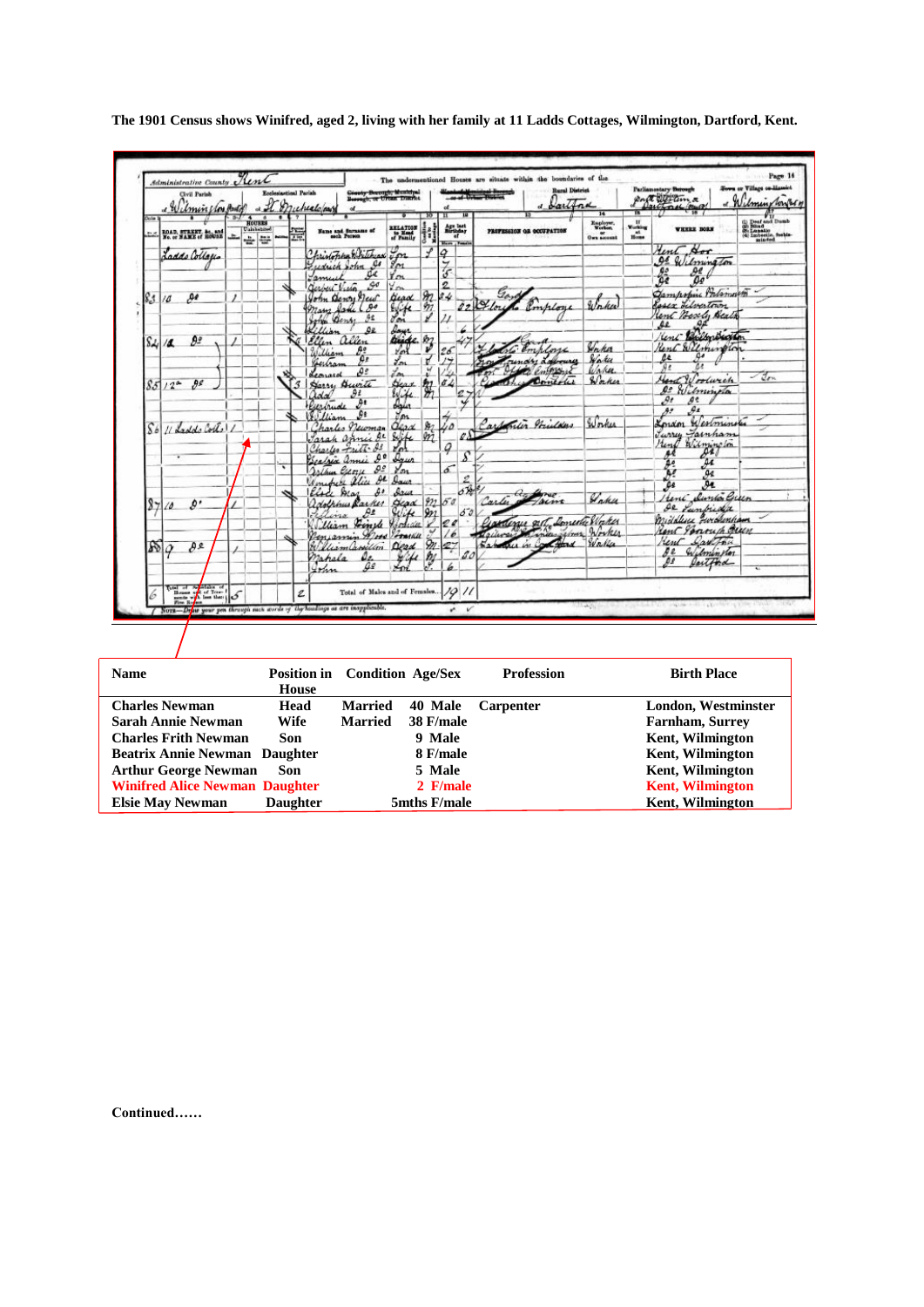**The 1901 Census shows Winifred, aged 2, living with her family at 11 Ladds Cottages, Wilmington, Dartford, Kent.**

| Name | Position in House | Condition | Age/Sex | Profession | Birth Place |
|---|---|---|---|---|---|
| Charles Newman | Head | Married | 40 Male | Carpenter | London, Westminster |
| Sarah Annie Newman | Wife | Married | 38 F/male | | Farnham, Surrey |
| Charles Frith Newman | Son | | 9 Male | | Kent, Wilmington |
| Beatrix Annie Newman | Daughter | | 8 F/male | | Kent, Wilmington |
| Arthur George Newman | Son | | 5 Male | | Kent, Wilmington |
| Winifred Alice Newman | Daughter | | 2 F/male | | Kent, Wilmington |
| Elsie May Newman | Daughter | | 5mths F/male | | Kent, Wilmington |

**Continued……**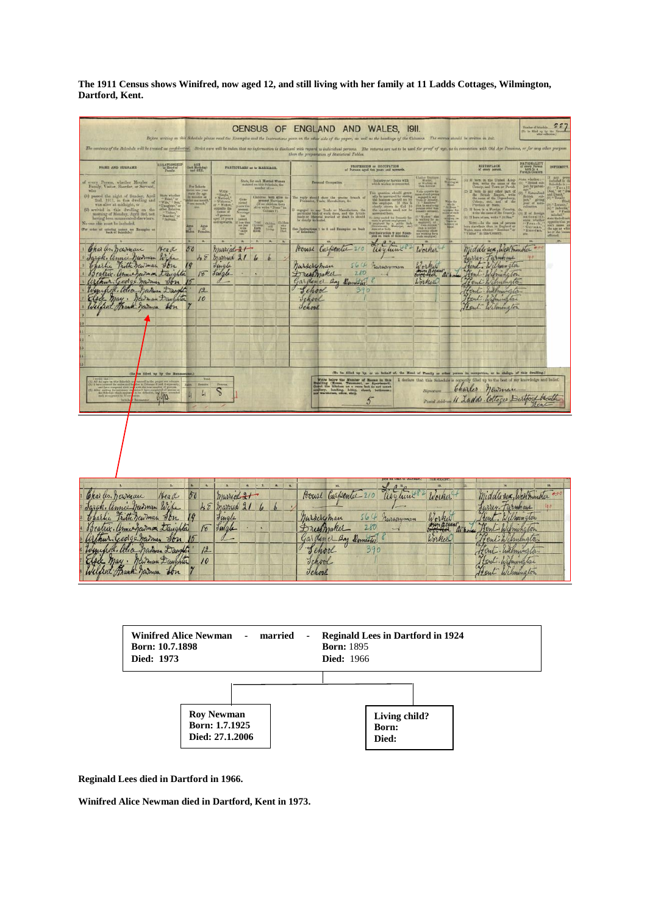**The 1911 Census shows Winifred, now aged 12, and still living with her family at 11 Ladds Cottages, Wilmington, Dartford, Kent.**

| | | | | | | | |
|---|---|---|---|---|---|---|---|
| 1 | Charles Newman | Head | 50 | | Married 21 | House Carpenter | Middlesex, Westminster |
| 2 | Sarah Annie Newman | Wife | | 48 | Married 21 | | Surrey, Farnham |
| 3 | Charlie Frith Newman | Son | 19 | | Single | Nurseryman | Kent, Wilmington |
| 4 | Beatrix Annie Newman | Daughter | | 18 | Single | Dressmaker | Kent, Wilmington |
| 5 | Arthur George Newman | Son | 15 | | | Gardener Day Domestic | Kent, Wilmington |
| 6 | Winifred Alice Newman | Daughter | | 12 | | School | Kent, Wilmington |
| 7 | Elsie May Newman | Daughter | | 10 | | School | Kent, Wilmington |
| 8 | Wilfred Frank Newman | Son | 7 | | | School | Kent, Wilmington |

Postal Address: 11 Ladds Cottages Dartford Heath Kent

**Winifred Alice Newman** - married - **Reginald Lees in Dartford in 1924**
**Born:** 10.7.1898 — **Born:** 1895
**Died:** 1973 — **Died:** 1966

- **Roy Newman**
  **Born:** 1.7.1925
  **Died:** 27.1.2006
- **Living child?**
  **Born:**
  **Died:**

**Reginald Lees died in Dartford in 1966.**

**Winifred Alice Newman died in Dartford, Kent in 1973.**